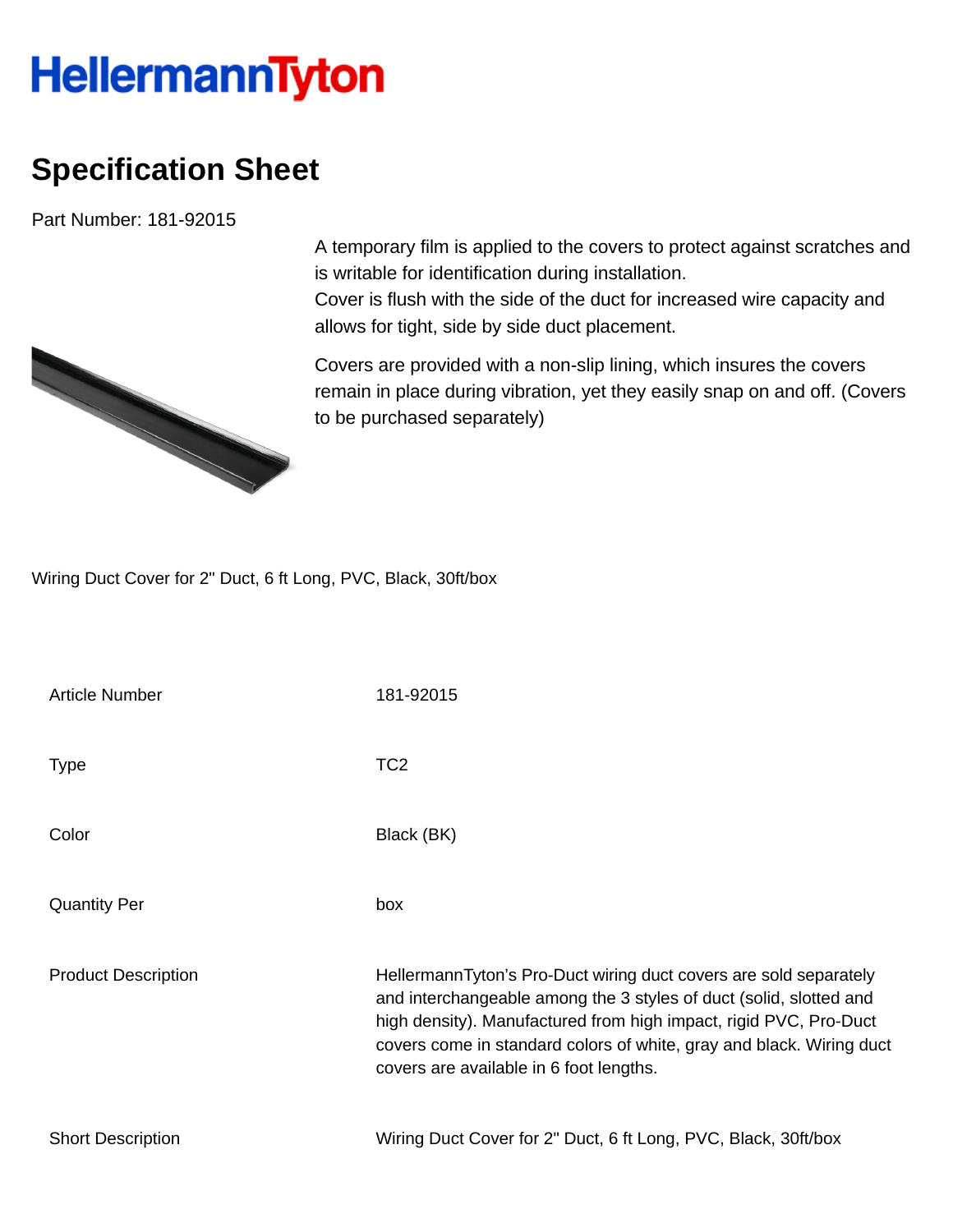HellermannTyton

# Specification Sheet

Part Number: 181-92015

A temporary film is applied to the covers to protect against scratches and is writable for identification during installation.
Cover is flush with the side of the duct for increased wire capacity and allows for tight, side by side duct placement.

Covers are provided with a non-slip lining, which insures the covers remain in place during vibration, yet they easily snap on and off. (Covers to be purchased separately)

Wiring Duct Cover for 2" Duct, 6 ft Long, PVC, Black, 30ft/box

| | |
|---|---|
| Article Number | 181-92015 |
| Type | TC2 |
| Color | Black (BK) |
| Quantity Per | box |
| Product Description | HellermannTyton's Pro-Duct wiring duct covers are sold separately and interchangeable among the 3 styles of duct (solid, slotted and high density). Manufactured from high impact, rigid PVC, Pro-Duct covers come in standard colors of white, gray and black. Wiring duct covers are available in 6 foot lengths. |
| Short Description | Wiring Duct Cover for 2" Duct, 6 ft Long, PVC, Black, 30ft/box |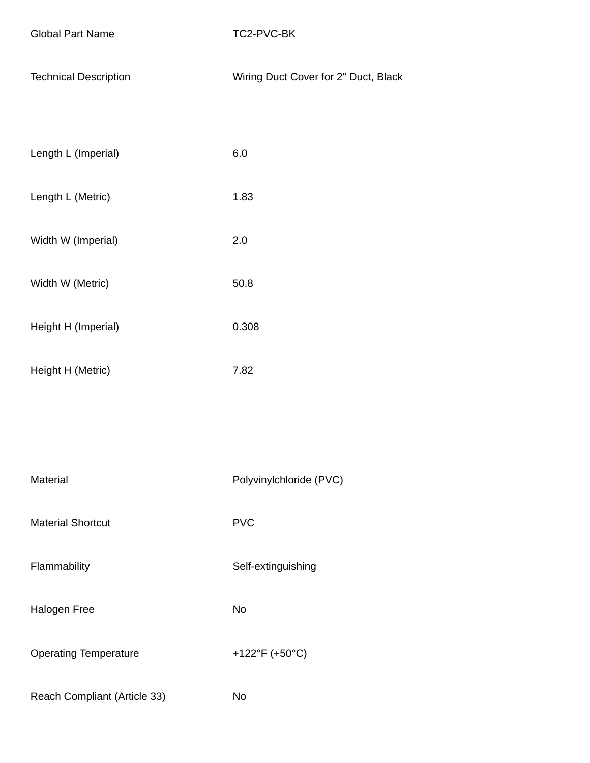| | |
|---|---|
| Global Part Name | TC2-PVC-BK |
| Technical Description | Wiring Duct Cover for 2" Duct, Black |

| | |
|---|---|
| Length L (Imperial) | 6.0 |
| Length L (Metric) | 1.83 |
| Width W (Imperial) | 2.0 |
| Width W (Metric) | 50.8 |
| Height H (Imperial) | 0.308 |
| Height H (Metric) | 7.82 |

| | |
|---|---|
| Material | Polyvinylchloride (PVC) |
| Material Shortcut | PVC |
| Flammability | Self-extinguishing |
| Halogen Free | No |
| Operating Temperature | +122°F (+50°C) |
| Reach Compliant (Article 33) | No |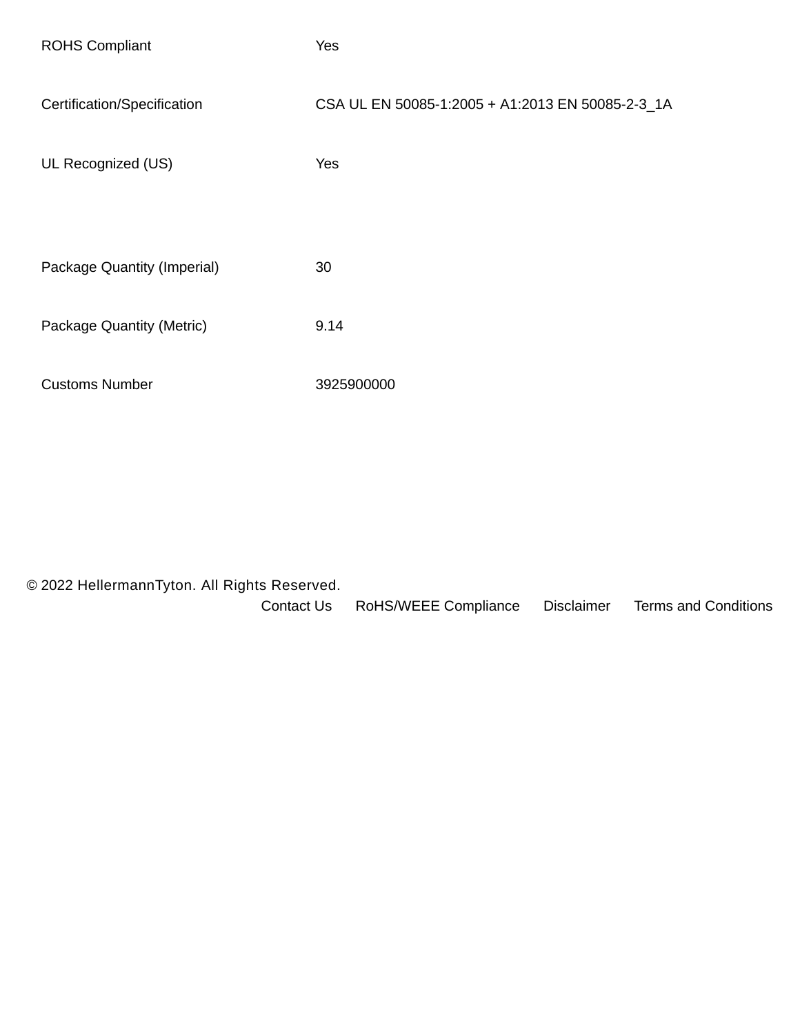| | |
|---|---|
| ROHS Compliant | Yes |
| Certification/Specification | CSA UL EN 50085-1:2005 + A1:2013 EN 50085-2-3_1A |
| UL Recognized (US) | Yes |
| Package Quantity (Imperial) | 30 |
| Package Quantity (Metric) | 9.14 |
| Customs Number | 3925900000 |

© 2022 HellermannTyton. All Rights Reserved.

Contact Us RoHS/WEEE Compliance Disclaimer Terms and Conditions